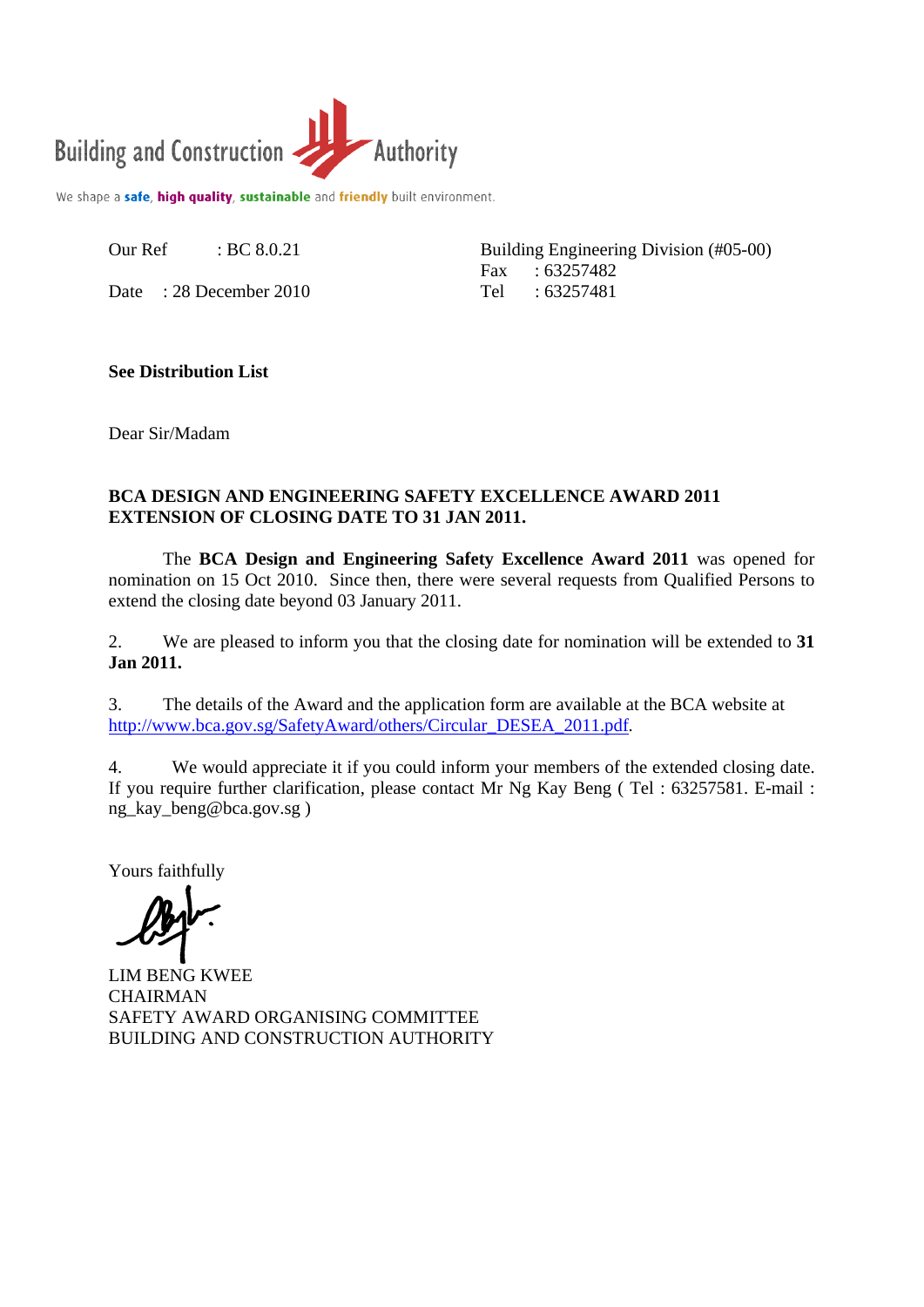Building and Construction Authority

We shape a **safe**, **high quality**, **sustainable** and **friendly** built environment.

Our Ref : BC 8.0.21

Date : 28 December 2010

Building Engineering Division (#05-00)
Fax : 63257482
Tel : 63257481

**See Distribution List**

Dear Sir/Madam

**BCA DESIGN AND ENGINEERING SAFETY EXCELLENCE AWARD 2011**
**EXTENSION OF CLOSING DATE TO 31 JAN 2011.**

The **BCA Design and Engineering Safety Excellence Award 2011** was opened for nomination on 15 Oct 2010. Since then, there were several requests from Qualified Persons to extend the closing date beyond 03 January 2011.

2. We are pleased to inform you that the closing date for nomination will be extended to **31 Jan 2011.**

3. The details of the Award and the application form are available at the BCA website at http://www.bca.gov.sg/SafetyAward/others/Circular_DESEA_2011.pdf.

4. We would appreciate it if you could inform your members of the extended closing date. If you require further clarification, please contact Mr Ng Kay Beng ( Tel : 63257581. E-mail : ng_kay_beng@bca.gov.sg )

Yours faithfully

LIM BENG KWEE
CHAIRMAN
SAFETY AWARD ORGANISING COMMITTEE
BUILDING AND CONSTRUCTION AUTHORITY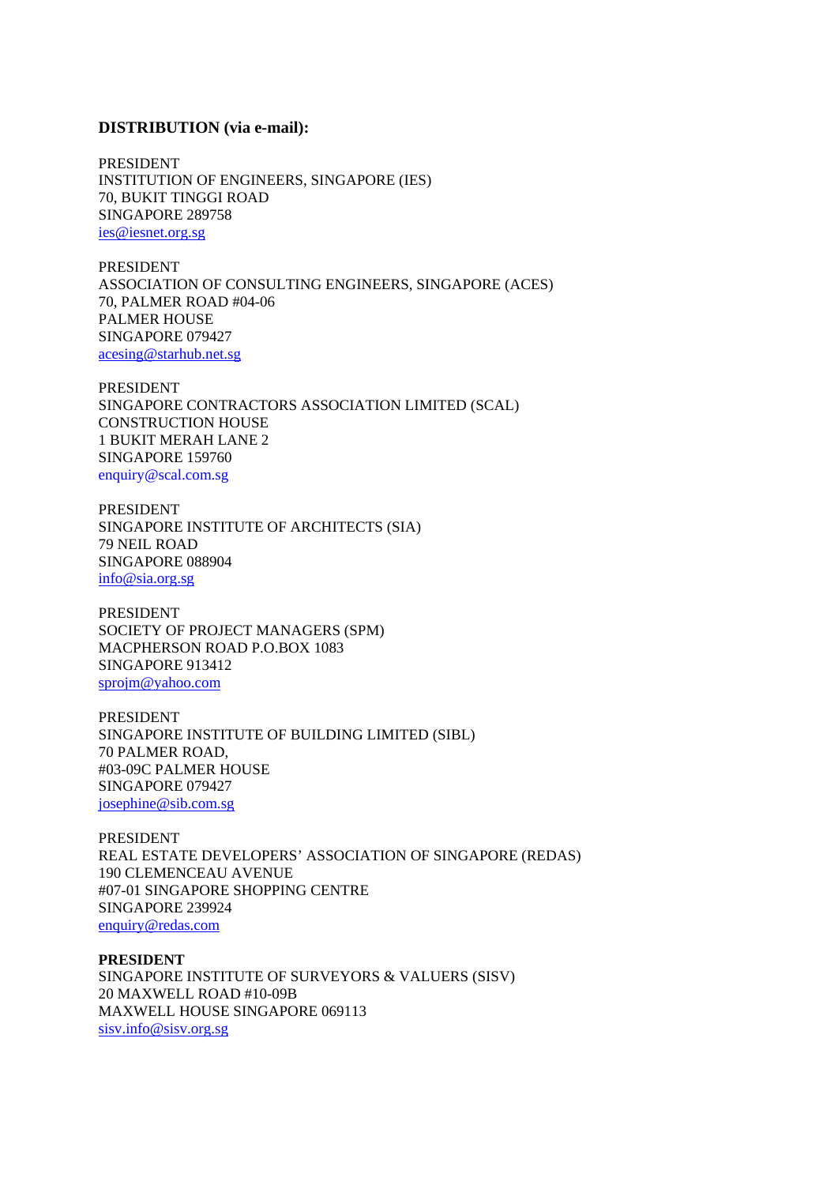**DISTRIBUTION (via e-mail):**

PRESIDENT
INSTITUTION OF ENGINEERS, SINGAPORE (IES)
70, BUKIT TINGGI ROAD
SINGAPORE 289758
ies@iesnet.org.sg

PRESIDENT
ASSOCIATION OF CONSULTING ENGINEERS, SINGAPORE (ACES)
70, PALMER ROAD #04-06
PALMER HOUSE
SINGAPORE 079427
acesing@starhub.net.sg

PRESIDENT
SINGAPORE CONTRACTORS ASSOCIATION LIMITED (SCAL)
CONSTRUCTION HOUSE
1 BUKIT MERAH LANE 2
SINGAPORE 159760
enquiry@scal.com.sg

PRESIDENT
SINGAPORE INSTITUTE OF ARCHITECTS (SIA)
79 NEIL ROAD
SINGAPORE 088904
info@sia.org.sg

PRESIDENT
SOCIETY OF PROJECT MANAGERS (SPM)
MACPHERSON ROAD P.O.BOX 1083
SINGAPORE 913412
sprojm@yahoo.com

PRESIDENT
SINGAPORE INSTITUTE OF BUILDING LIMITED (SIBL)
70 PALMER ROAD,
#03-09C PALMER HOUSE
SINGAPORE 079427
josephine@sib.com.sg

PRESIDENT
REAL ESTATE DEVELOPERS' ASSOCIATION OF SINGAPORE (REDAS)
190 CLEMENCEAU AVENUE
#07-01 SINGAPORE SHOPPING CENTRE
SINGAPORE 239924
enquiry@redas.com

**PRESIDENT**
SINGAPORE INSTITUTE OF SURVEYORS & VALUERS (SISV)
20 MAXWELL ROAD #10-09B
MAXWELL HOUSE SINGAPORE 069113
sisv.info@sisv.org.sg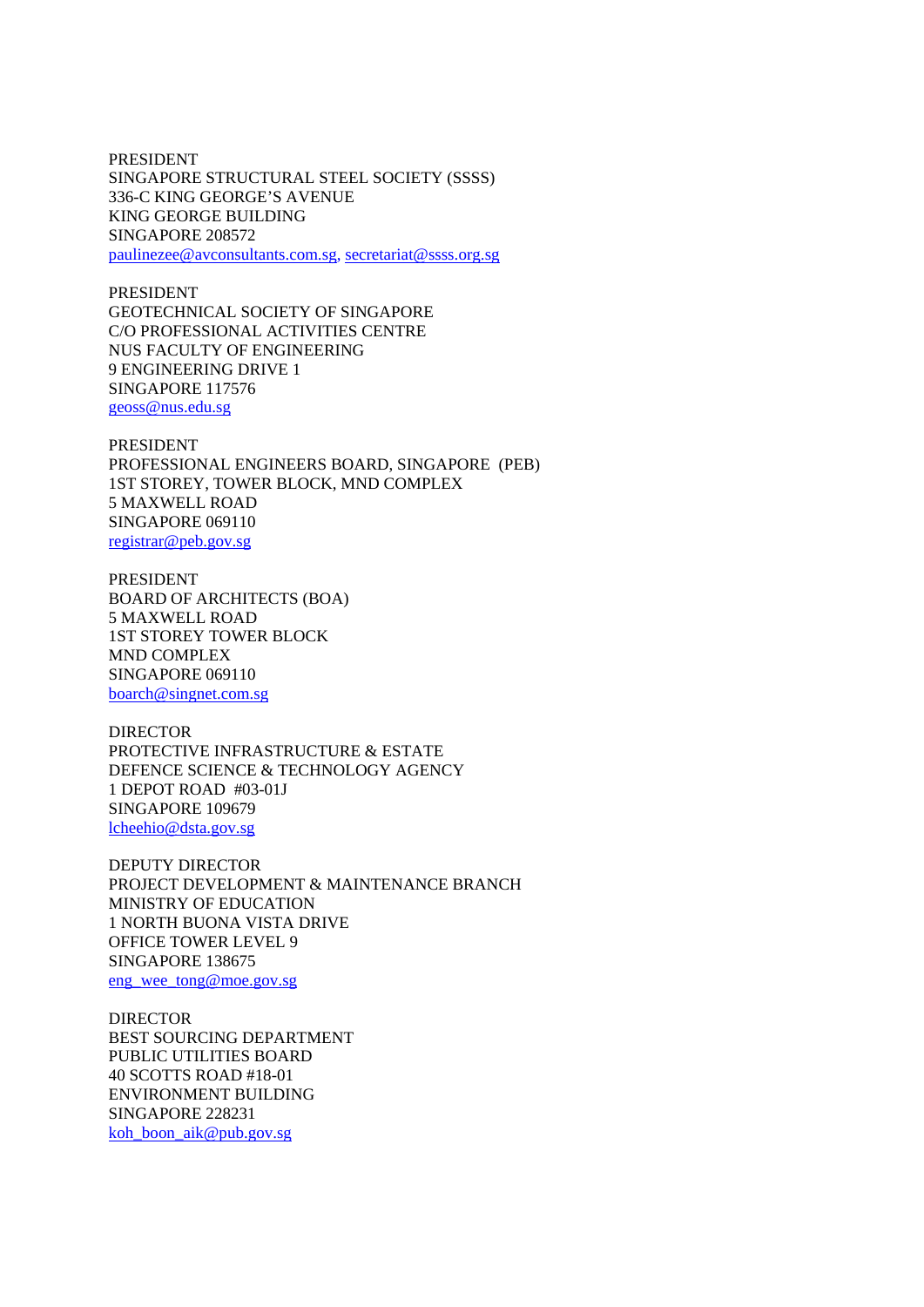PRESIDENT
SINGAPORE STRUCTURAL STEEL SOCIETY (SSSS)
336-C KING GEORGE'S AVENUE
KING GEORGE BUILDING
SINGAPORE 208572
paulinezee@avconsultants.com.sg, secretariat@ssss.org.sg

PRESIDENT
GEOTECHNICAL SOCIETY OF SINGAPORE
C/O PROFESSIONAL ACTIVITIES CENTRE
NUS FACULTY OF ENGINEERING
9 ENGINEERING DRIVE 1
SINGAPORE 117576
geoss@nus.edu.sg

PRESIDENT
PROFESSIONAL ENGINEERS BOARD, SINGAPORE (PEB)
1ST STOREY, TOWER BLOCK, MND COMPLEX
5 MAXWELL ROAD
SINGAPORE 069110
registrar@peb.gov.sg

PRESIDENT
BOARD OF ARCHITECTS (BOA)
5 MAXWELL ROAD
1ST STOREY TOWER BLOCK
MND COMPLEX
SINGAPORE 069110
boarch@singnet.com.sg

DIRECTOR
PROTECTIVE INFRASTRUCTURE & ESTATE
DEFENCE SCIENCE & TECHNOLOGY AGENCY
1 DEPOT ROAD #03-01J
SINGAPORE 109679
lcheehio@dsta.gov.sg

DEPUTY DIRECTOR
PROJECT DEVELOPMENT & MAINTENANCE BRANCH
MINISTRY OF EDUCATION
1 NORTH BUONA VISTA DRIVE
OFFICE TOWER LEVEL 9
SINGAPORE 138675
eng_wee_tong@moe.gov.sg

DIRECTOR
BEST SOURCING DEPARTMENT
PUBLIC UTILITIES BOARD
40 SCOTTS ROAD #18-01
ENVIRONMENT BUILDING
SINGAPORE 228231
koh_boon_aik@pub.gov.sg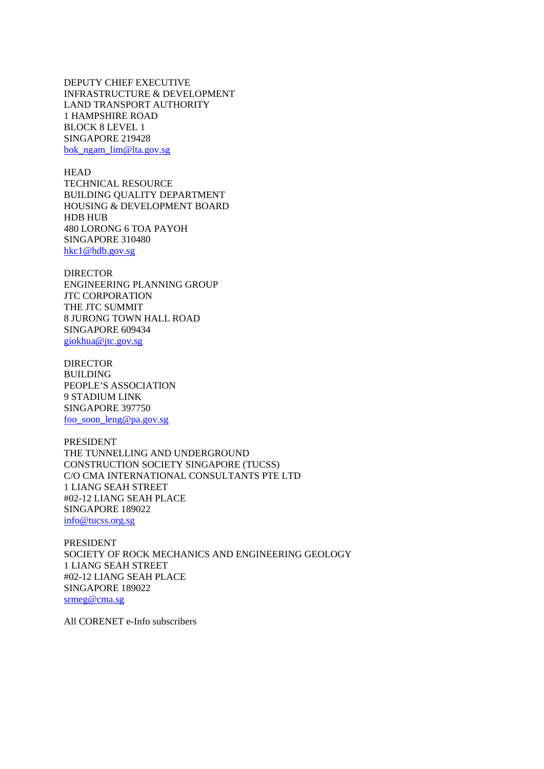DEPUTY CHIEF EXECUTIVE
INFRASTRUCTURE & DEVELOPMENT
LAND TRANSPORT AUTHORITY
1 HAMPSHIRE ROAD
BLOCK 8 LEVEL 1
SINGAPORE 219428
bok_ngam_lim@lta.gov.sg

HEAD
TECHNICAL RESOURCE
BUILDING QUALITY DEPARTMENT
HOUSING & DEVELOPMENT BOARD
HDB HUB
480 LORONG 6 TOA PAYOH
SINGAPORE 310480
hkc1@hdb.gov.sg

DIRECTOR
ENGINEERING PLANNING GROUP
JTC CORPORATION
THE JTC SUMMIT
8 JURONG TOWN HALL ROAD
SINGAPORE 609434
giokhua@jtc.gov.sg

DIRECTOR
BUILDING
PEOPLE'S ASSOCIATION
9 STADIUM LINK
SINGAPORE 397750
foo_soon_leng@pa.gov.sg

PRESIDENT
THE TUNNELLING AND UNDERGROUND
CONSTRUCTION SOCIETY SINGAPORE (TUCSS)
C/O CMA INTERNATIONAL CONSULTANTS PTE LTD
1 LIANG SEAH STREET
#02-12 LIANG SEAH PLACE
SINGAPORE 189022
info@tucss.org.sg

PRESIDENT
SOCIETY OF ROCK MECHANICS AND ENGINEERING GEOLOGY
1 LIANG SEAH STREET
#02-12 LIANG SEAH PLACE
SINGAPORE 189022
srmeg@cma.sg

All CORENET e-Info subscribers